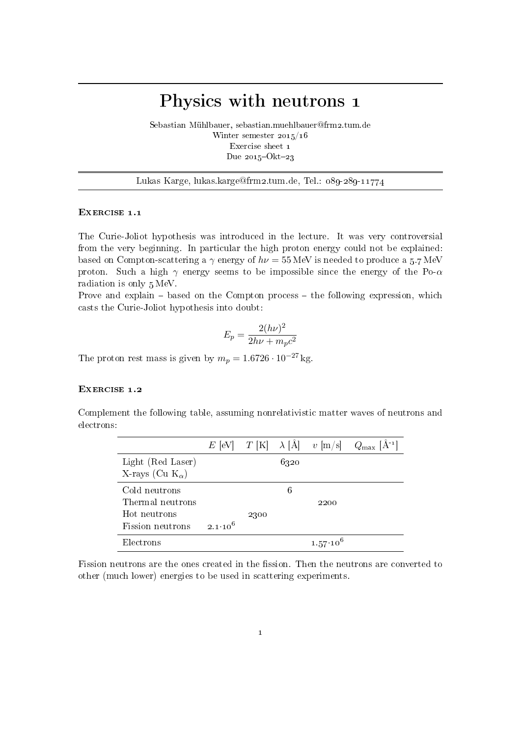# Physics with neutrons 1

Sebastian Mühlbauer, sebastian.muehlbauer@frm2.tum.de
Winter semester 2015/16
Exercise sheet 1
Due 2015–Okt–23

---

Lukas Karge, lukas.karge@frm2.tum.de, Tel.: 089-289-11774

---

### Exercise 1.1

The Curie-Joliot hypothesis was introduced in the lecture. It was very controversial from the very beginning. In particular the high proton energy could not be explained: based on Compton-scattering a $\gamma$ energy of $h\nu = 55\,\text{MeV}$ is needed to produce a 5.7 MeV proton. Such a high $\gamma$ energy seems to be impossible since the energy of the Po-$\alpha$ radiation is only 5 MeV.
Prove and explain – based on the Compton process – the following expression, which casts the Curie-Joliot hypothesis into doubt:

$$E_p = \frac{2(h\nu)^2}{2h\nu + m_p c^2}$$

The proton rest mass is given by $m_p = 1.6726 \cdot 10^{-27}\,\text{kg}$.

### Exercise 1.2

Complement the following table, assuming nonrelativistic matter waves of neutrons and electrons:

| | $E$ [eV] | $T$ [K] | $\lambda$ [Å] | $v$ [m/s] | $Q_{\max}$ [Å$^{-1}$] |
|---|---|---|---|---|---|
| Light (Red Laser) | | | 6320 | | |
| X-rays (Cu $K_\alpha$) | | | | | |
| Cold neutrons | | | 6 | | |
| Thermal neutrons | | | | 2200 | |
| Hot neutrons | | 2300 | | | |
| Fission neutrons | $2.1 \cdot 10^6$ | | | | |
| Electrons | | | | $1.57 \cdot 10^6$ | |

Fission neutrons are the ones created in the fission. Then the neutrons are converted to other (much lower) energies to be used in scattering experiments.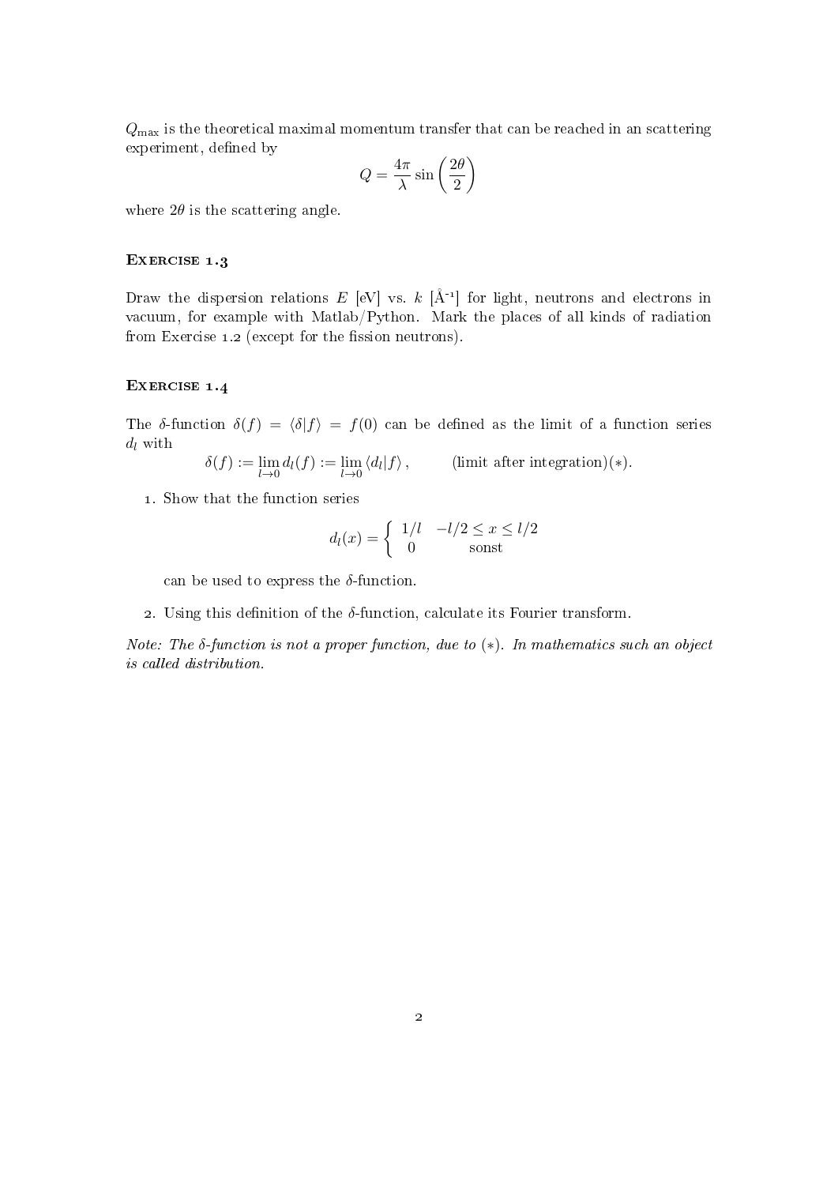$Q_{\max}$ is the theoretical maximal momentum transfer that can be reached in an scattering experiment, defined by

$$Q = \frac{4\pi}{\lambda} \sin\left(\frac{2\theta}{2}\right)$$

where $2\theta$ is the scattering angle.

## Exercise 1.3

Draw the dispersion relations $E$ [eV] vs. $k$ [Å$^{-1}$] for light, neutrons and electrons in vacuum, for example with Matlab/Python. Mark the places of all kinds of radiation from Exercise 1.2 (except for the fission neutrons).

## Exercise 1.4

The $\delta$-function $\delta(f) = \langle \delta | f \rangle = f(0)$ can be defined as the limit of a function series $d_l$ with

$$\delta(f) := \lim_{l \to 0} d_l(f) := \lim_{l \to 0} \langle d_l | f \rangle, \qquad \text{(limit after integration)}(*).$$

1. Show that the function series

$$d_l(x) = \begin{cases} 1/l & -l/2 \leq x \leq l/2 \\ 0 & \text{sonst} \end{cases}$$

   can be used to express the $\delta$-function.

2. Using this definition of the $\delta$-function, calculate its Fourier transform.

*Note: The $\delta$-function is not a proper function, due to $(*)$. In mathematics such an object is called distribution.*